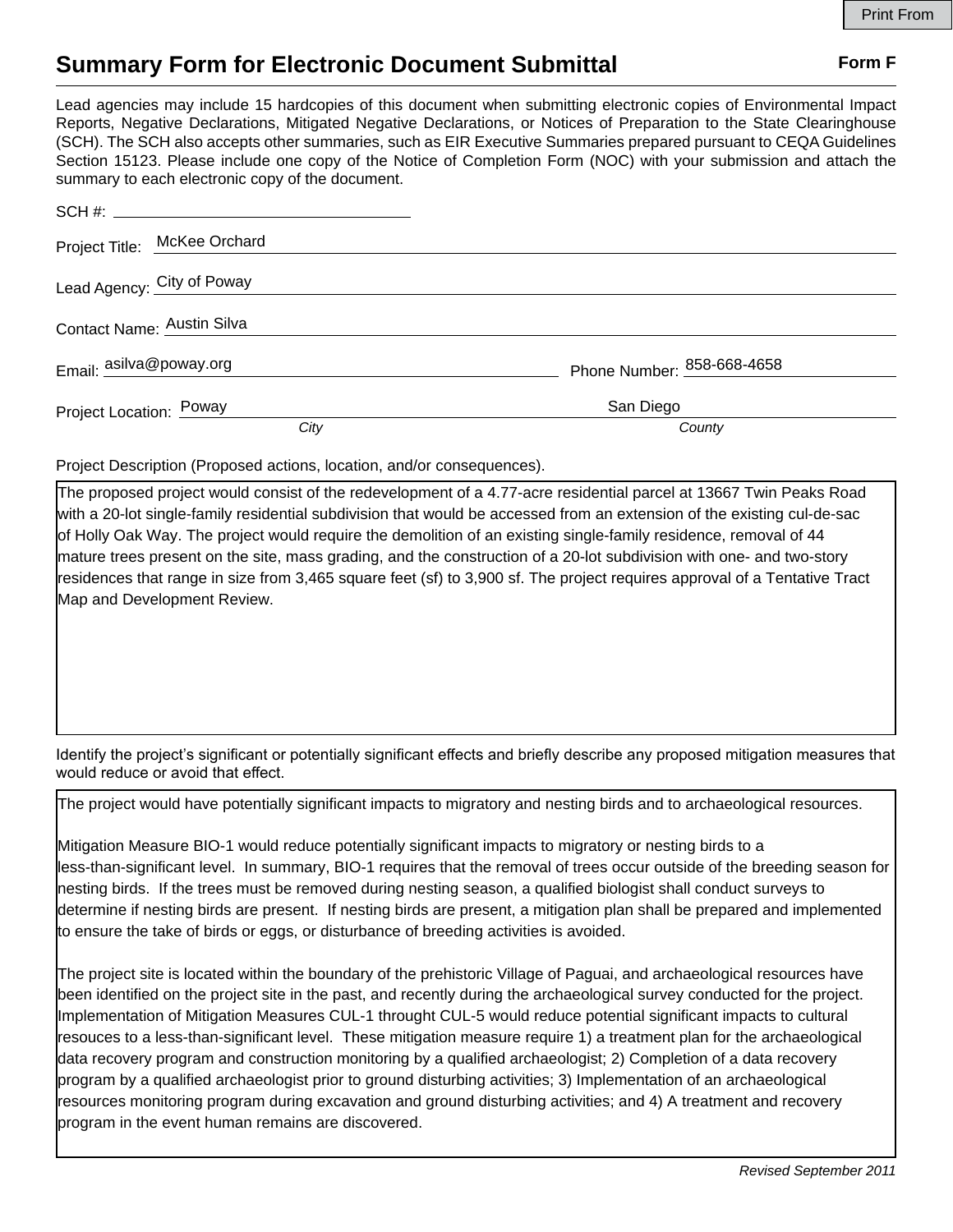Print From

# Summary Form for Electronic Document Submittal

**Form F**

Lead agencies may include 15 hardcopies of this document when submitting electronic copies of Environmental Impact Reports, Negative Declarations, Mitigated Negative Declarations, or Notices of Preparation to the State Clearinghouse (SCH). The SCH also accepts other summaries, such as EIR Executive Summaries prepared pursuant to CEQA Guidelines Section 15123. Please include one copy of the Notice of Completion Form (NOC) with your submission and attach the summary to each electronic copy of the document.

SCH #: 

Project Title: McKee Orchard

Lead Agency: City of Poway

Contact Name: Austin Silva

Email: asilva@poway.org

Phone Number: 858-668-4658

Project Location: Poway (*City*) San Diego (*County*)

Project Description (Proposed actions, location, and/or consequences).

The proposed project would consist of the redevelopment of a 4.77-acre residential parcel at 13667 Twin Peaks Road with a 20-lot single-family residential subdivision that would be accessed from an extension of the existing cul-de-sac of Holly Oak Way. The project would require the demolition of an existing single-family residence, removal of 44 mature trees present on the site, mass grading, and the construction of a 20-lot subdivision with one- and two-story residences that range in size from 3,465 square feet (sf) to 3,900 sf. The project requires approval of a Tentative Tract Map and Development Review.

Identify the project's significant or potentially significant effects and briefly describe any proposed mitigation measures that would reduce or avoid that effect.

The project would have potentially significant impacts to migratory and nesting birds and to archaeological resources.

Mitigation Measure BIO-1 would reduce potentially significant impacts to migratory or nesting birds to a less-than-significant level. In summary, BIO-1 requires that the removal of trees occur outside of the breeding season for nesting birds. If the trees must be removed during nesting season, a qualified biologist shall conduct surveys to determine if nesting birds are present. If nesting birds are present, a mitigation plan shall be prepared and implemented to ensure the take of birds or eggs, or disturbance of breeding activities is avoided.

The project site is located within the boundary of the prehistoric Village of Paguai, and archaeological resources have been identified on the project site in the past, and recently during the archaeological survey conducted for the project. Implementation of Mitigation Measures CUL-1 throught CUL-5 would reduce potential significant impacts to cultural resouces to a less-than-significant level. These mitigation measure require 1) a treatment plan for the archaeological data recovery program and construction monitoring by a qualified archaeologist; 2) Completion of a data recovery program by a qualified archaeologist prior to ground disturbing activities; 3) Implementation of an archaeological resources monitoring program during excavation and ground disturbing activities; and 4) A treatment and recovery program in the event human remains are discovered.

*Revised September 2011*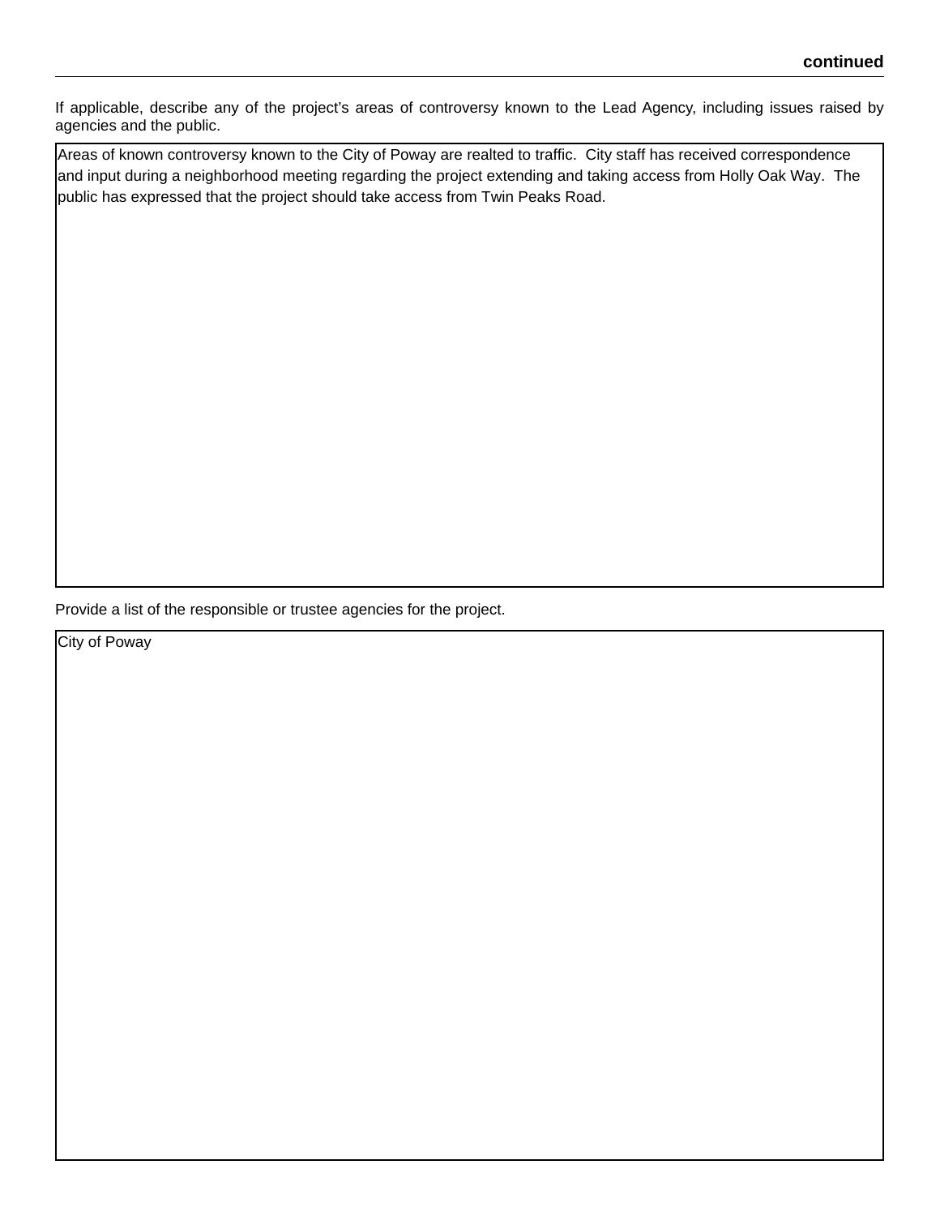**continued**

If applicable, describe any of the project's areas of controversy known to the Lead Agency, including issues raised by agencies and the public.

| |
|---|
| Areas of known controversy known to the City of Poway are realted to traffic. City staff has received correspondence and input during a neighborhood meeting regarding the project extending and taking access from Holly Oak Way. The public has expressed that the project should take access from Twin Peaks Road. |

Provide a list of the responsible or trustee agencies for the project.

| |
|---|
| City of Poway |